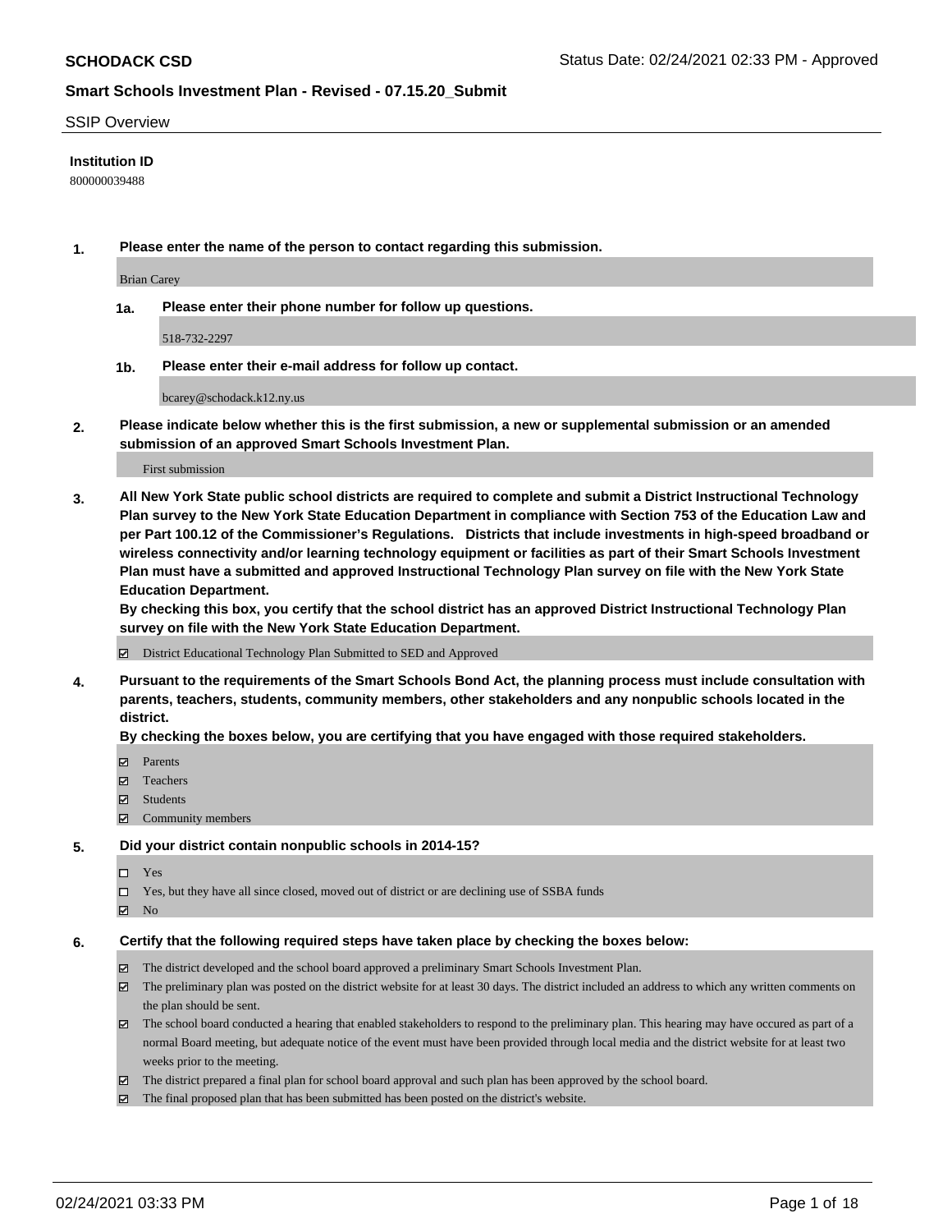**SCHODACK CSD** Status Date: 02/24/2021 02:33 PM - Approved

**Smart Schools Investment Plan - Revised - 07.15.20_Submit**

SSIP Overview

**Institution ID**

800000039488

**1. Please enter the name of the person to contact regarding this submission.**

Brian Carey

**1a. Please enter their phone number for follow up questions.**

518-732-2297

**1b. Please enter their e-mail address for follow up contact.**

bcarey@schodack.k12.ny.us

**2. Please indicate below whether this is the first submission, a new or supplemental submission or an amended submission of an approved Smart Schools Investment Plan.**

First submission

**3. All New York State public school districts are required to complete and submit a District Instructional Technology Plan survey to the New York State Education Department in compliance with Section 753 of the Education Law and per Part 100.12 of the Commissioner's Regulations. Districts that include investments in high-speed broadband or wireless connectivity and/or learning technology equipment or facilities as part of their Smart Schools Investment Plan must have a submitted and approved Instructional Technology Plan survey on file with the New York State Education Department.**
**By checking this box, you certify that the school district has an approved District Instructional Technology Plan survey on file with the New York State Education Department.**

- [x] District Educational Technology Plan Submitted to SED and Approved

**4. Pursuant to the requirements of the Smart Schools Bond Act, the planning process must include consultation with parents, teachers, students, community members, other stakeholders and any nonpublic schools located in the district.**
**By checking the boxes below, you are certifying that you have engaged with those required stakeholders.**

- [x] Parents
- [x] Teachers
- [x] Students
- [x] Community members

**5. Did your district contain nonpublic schools in 2014-15?**

- [ ] Yes
- [ ] Yes, but they have all since closed, moved out of district or are declining use of SSBA funds
- [x] No

**6. Certify that the following required steps have taken place by checking the boxes below:**

- [x] The district developed and the school board approved a preliminary Smart Schools Investment Plan.
- [x] The preliminary plan was posted on the district website for at least 30 days. The district included an address to which any written comments on the plan should be sent.
- [x] The school board conducted a hearing that enabled stakeholders to respond to the preliminary plan. This hearing may have occured as part of a normal Board meeting, but adequate notice of the event must have been provided through local media and the district website for at least two weeks prior to the meeting.
- [x] The district prepared a final plan for school board approval and such plan has been approved by the school board.
- [x] The final proposed plan that has been submitted has been posted on the district's website.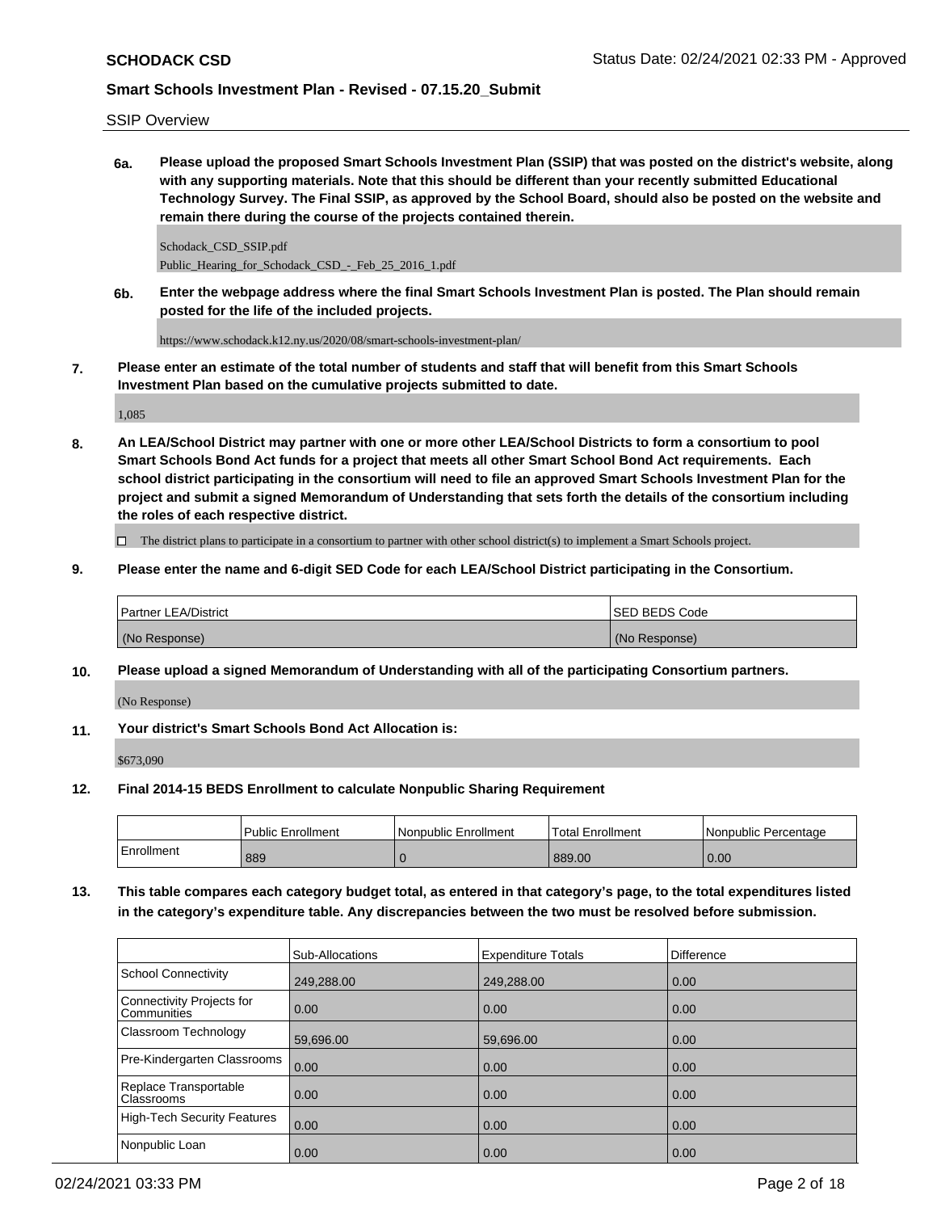SSIP Overview

**6a. Please upload the proposed Smart Schools Investment Plan (SSIP) that was posted on the district's website, along with any supporting materials. Note that this should be different than your recently submitted Educational Technology Survey. The Final SSIP, as approved by the School Board, should also be posted on the website and remain there during the course of the projects contained therein.**

Schodack_CSD_SSIP.pdf
Public_Hearing_for_Schodack_CSD_-_Feb_25_2016_1.pdf

**6b. Enter the webpage address where the final Smart Schools Investment Plan is posted. The Plan should remain posted for the life of the included projects.**

https://www.schodack.k12.ny.us/2020/08/smart-schools-investment-plan/

**7. Please enter an estimate of the total number of students and staff that will benefit from this Smart Schools Investment Plan based on the cumulative projects submitted to date.**

1,085

**8. An LEA/School District may partner with one or more other LEA/School Districts to form a consortium to pool Smart Schools Bond Act funds for a project that meets all other Smart School Bond Act requirements. Each school district participating in the consortium will need to file an approved Smart Schools Investment Plan for the project and submit a signed Memorandum of Understanding that sets forth the details of the consortium including the roles of each respective district.**

☐ The district plans to participate in a consortium to partner with other school district(s) to implement a Smart Schools project.

**9. Please enter the name and 6-digit SED Code for each LEA/School District participating in the Consortium.**

| Partner LEA/District | SED BEDS Code |
|---|---|
| (No Response) | (No Response) |

**10. Please upload a signed Memorandum of Understanding with all of the participating Consortium partners.**

(No Response)

**11. Your district's Smart Schools Bond Act Allocation is:**

$673,090

**12. Final 2014-15 BEDS Enrollment to calculate Nonpublic Sharing Requirement**

| | Public Enrollment | Nonpublic Enrollment | Total Enrollment | Nonpublic Percentage |
|---|---|---|---|---|
| Enrollment | 889 | 0 | 889.00 | 0.00 |

**13. This table compares each category budget total, as entered in that category's page, to the total expenditures listed in the category's expenditure table. Any discrepancies between the two must be resolved before submission.**

| | Sub-Allocations | Expenditure Totals | Difference |
|---|---|---|---|
| School Connectivity | 249,288.00 | 249,288.00 | 0.00 |
| Connectivity Projects for Communities | 0.00 | 0.00 | 0.00 |
| Classroom Technology | 59,696.00 | 59,696.00 | 0.00 |
| Pre-Kindergarten Classrooms | 0.00 | 0.00 | 0.00 |
| Replace Transportable Classrooms | 0.00 | 0.00 | 0.00 |
| High-Tech Security Features | 0.00 | 0.00 | 0.00 |
| Nonpublic Loan | 0.00 | 0.00 | 0.00 |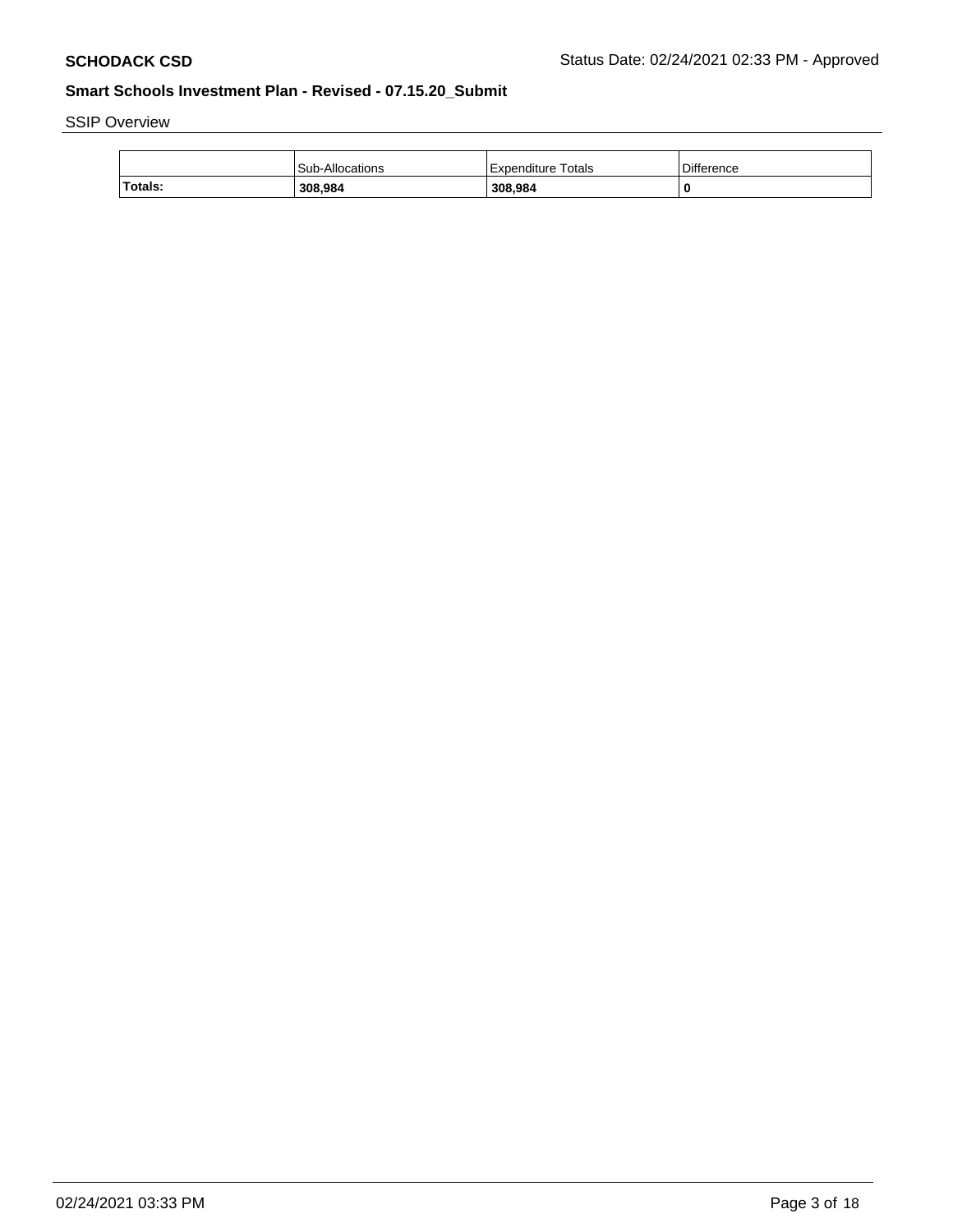SSIP Overview

| | Sub-Allocations | Expenditure Totals | Difference |
|---|---|---|---|
| **Totals:** | **308,984** | **308,984** | **0** |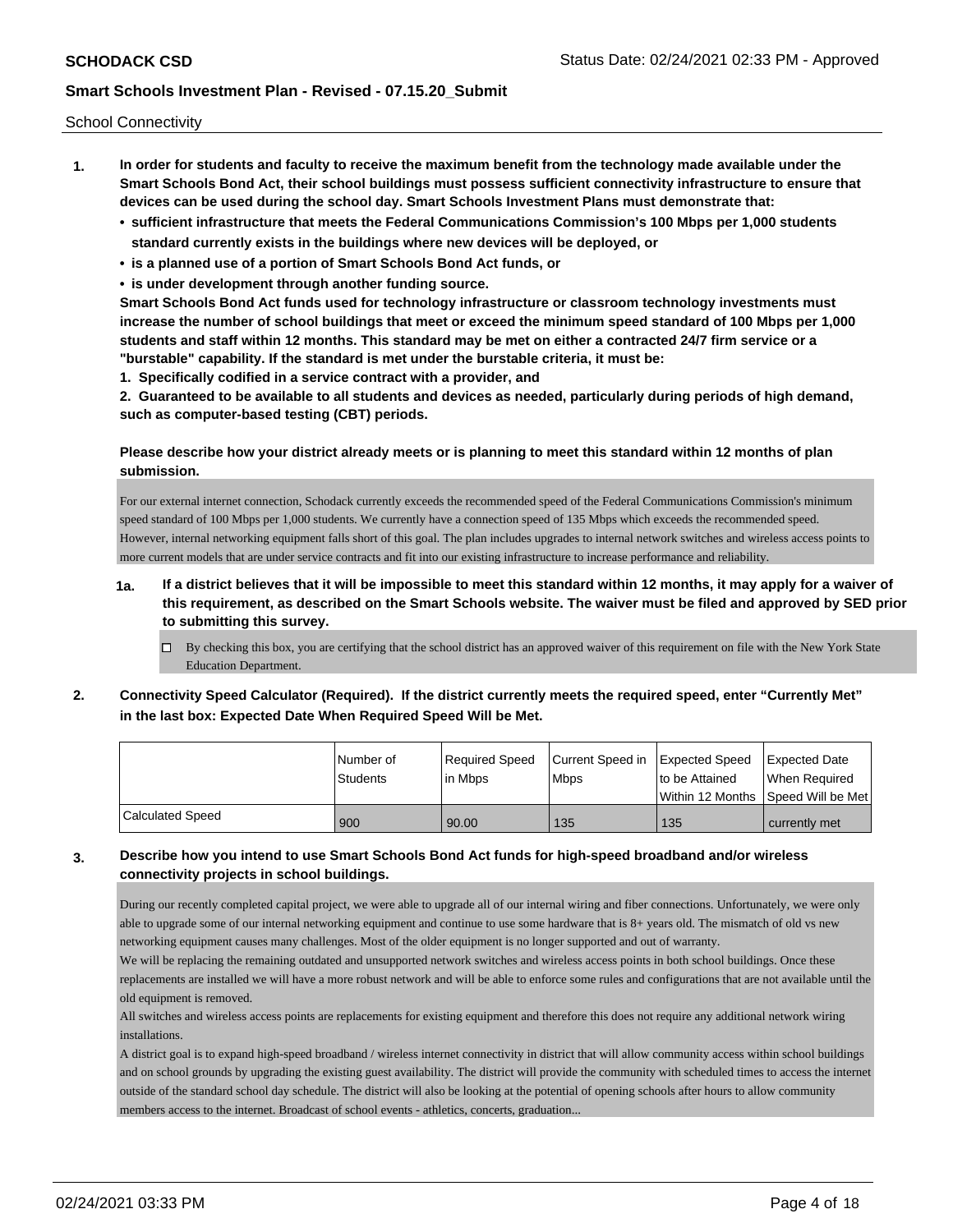School Connectivity

1. **In order for students and faculty to receive the maximum benefit from the technology made available under the Smart Schools Bond Act, their school buildings must possess sufficient connectivity infrastructure to ensure that devices can be used during the school day. Smart Schools Investment Plans must demonstrate that:**
   - **sufficient infrastructure that meets the Federal Communications Commission's 100 Mbps per 1,000 students standard currently exists in the buildings where new devices will be deployed, or**
   - **is a planned use of a portion of Smart Schools Bond Act funds, or**
   - **is under development through another funding source.**

   **Smart Schools Bond Act funds used for technology infrastructure or classroom technology investments must increase the number of school buildings that meet or exceed the minimum speed standard of 100 Mbps per 1,000 students and staff within 12 months. This standard may be met on either a contracted 24/7 firm service or a "burstable" capability. If the standard is met under the burstable criteria, it must be:**

   **1. Specifically codified in a service contract with a provider, and**

   **2. Guaranteed to be available to all students and devices as needed, particularly during periods of high demand, such as computer-based testing (CBT) periods.**

   **Please describe how your district already meets or is planning to meet this standard within 12 months of plan submission.**

   For our external internet connection, Schodack currently exceeds the recommended speed of the Federal Communications Commission's minimum speed standard of 100 Mbps per 1,000 students. We currently have a connection speed of 135 Mbps which exceeds the recommended speed. However, internal networking equipment falls short of this goal. The plan includes upgrades to internal network switches and wireless access points to more current models that are under service contracts and fit into our existing infrastructure to increase performance and reliability.

   **1a. If a district believes that it will be impossible to meet this standard within 12 months, it may apply for a waiver of this requirement, as described on the Smart Schools website. The waiver must be filed and approved by SED prior to submitting this survey.**

   ☐ By checking this box, you are certifying that the school district has an approved waiver of this requirement on file with the New York State Education Department.

2. **Connectivity Speed Calculator (Required). If the district currently meets the required speed, enter "Currently Met" in the last box: Expected Date When Required Speed Will be Met.**

|  | Number of Students | Required Speed in Mbps | Current Speed in Mbps | Expected Speed to be Attained Within 12 Months | Expected Date When Required Speed Will be Met |
|---|---|---|---|---|---|
| Calculated Speed | 900 | 90.00 | 135 | 135 | currently met |

3. **Describe how you intend to use Smart Schools Bond Act funds for high-speed broadband and/or wireless connectivity projects in school buildings.**

   During our recently completed capital project, we were able to upgrade all of our internal wiring and fiber connections. Unfortunately, we were only able to upgrade some of our internal networking equipment and continue to use some hardware that is 8+ years old. The mismatch of old vs new networking equipment causes many challenges. Most of the older equipment is no longer supported and out of warranty.

   We will be replacing the remaining outdated and unsupported network switches and wireless access points in both school buildings. Once these replacements are installed we will have a more robust network and will be able to enforce some rules and configurations that are not available until the old equipment is removed.

   All switches and wireless access points are replacements for existing equipment and therefore this does not require any additional network wiring installations.

   A district goal is to expand high-speed broadband / wireless internet connectivity in district that will allow community access within school buildings and on school grounds by upgrading the existing guest availability. The district will provide the community with scheduled times to access the internet outside of the standard school day schedule. The district will also be looking at the potential of opening schools after hours to allow community members access to the internet. Broadcast of school events - athletics, concerts, graduation...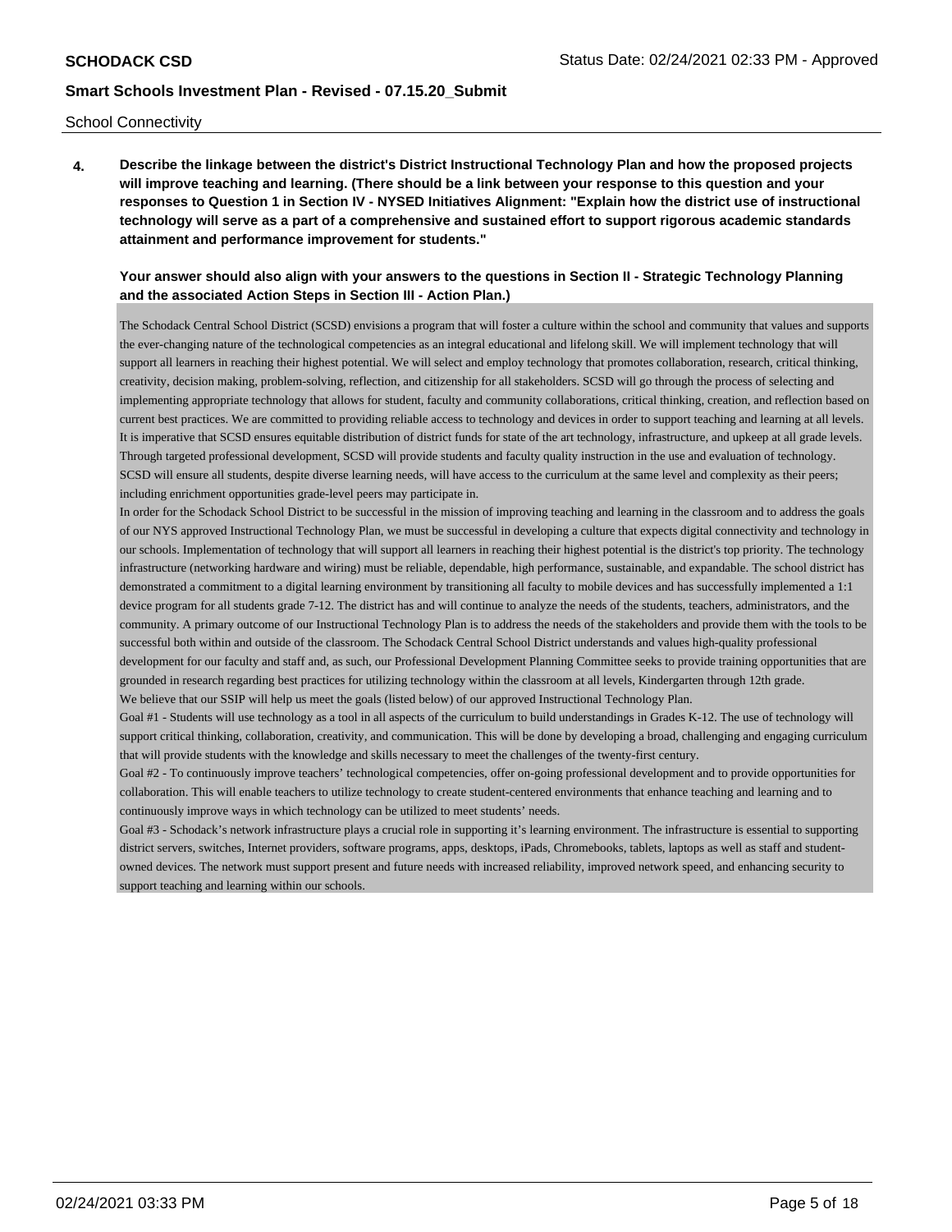School Connectivity

**4. Describe the linkage between the district's District Instructional Technology Plan and how the proposed projects will improve teaching and learning. (There should be a link between your response to this question and your responses to Question 1 in Section IV - NYSED Initiatives Alignment: "Explain how the district use of instructional technology will serve as a part of a comprehensive and sustained effort to support rigorous academic standards attainment and performance improvement for students."**

**Your answer should also align with your answers to the questions in Section II - Strategic Technology Planning and the associated Action Steps in Section III - Action Plan.)**

The Schodack Central School District (SCSD) envisions a program that will foster a culture within the school and community that values and supports the ever-changing nature of the technological competencies as an integral educational and lifelong skill. We will implement technology that will support all learners in reaching their highest potential. We will select and employ technology that promotes collaboration, research, critical thinking, creativity, decision making, problem-solving, reflection, and citizenship for all stakeholders. SCSD will go through the process of selecting and implementing appropriate technology that allows for student, faculty and community collaborations, critical thinking, creation, and reflection based on current best practices. We are committed to providing reliable access to technology and devices in order to support teaching and learning at all levels. It is imperative that SCSD ensures equitable distribution of district funds for state of the art technology, infrastructure, and upkeep at all grade levels. Through targeted professional development, SCSD will provide students and faculty quality instruction in the use and evaluation of technology. SCSD will ensure all students, despite diverse learning needs, will have access to the curriculum at the same level and complexity as their peers; including enrichment opportunities grade-level peers may participate in.

In order for the Schodack School District to be successful in the mission of improving teaching and learning in the classroom and to address the goals of our NYS approved Instructional Technology Plan, we must be successful in developing a culture that expects digital connectivity and technology in our schools. Implementation of technology that will support all learners in reaching their highest potential is the district's top priority. The technology infrastructure (networking hardware and wiring) must be reliable, dependable, high performance, sustainable, and expandable. The school district has demonstrated a commitment to a digital learning environment by transitioning all faculty to mobile devices and has successfully implemented a 1:1 device program for all students grade 7-12. The district has and will continue to analyze the needs of the students, teachers, administrators, and the community. A primary outcome of our Instructional Technology Plan is to address the needs of the stakeholders and provide them with the tools to be successful both within and outside of the classroom. The Schodack Central School District understands and values high-quality professional development for our faculty and staff and, as such, our Professional Development Planning Committee seeks to provide training opportunities that are grounded in research regarding best practices for utilizing technology within the classroom at all levels, Kindergarten through 12th grade.

We believe that our SSIP will help us meet the goals (listed below) of our approved Instructional Technology Plan.

Goal #1 - Students will use technology as a tool in all aspects of the curriculum to build understandings in Grades K-12. The use of technology will support critical thinking, collaboration, creativity, and communication. This will be done by developing a broad, challenging and engaging curriculum that will provide students with the knowledge and skills necessary to meet the challenges of the twenty-first century.

Goal #2 - To continuously improve teachers' technological competencies, offer on-going professional development and to provide opportunities for collaboration. This will enable teachers to utilize technology to create student-centered environments that enhance teaching and learning and to continuously improve ways in which technology can be utilized to meet students' needs.

Goal #3 - Schodack's network infrastructure plays a crucial role in supporting it's learning environment. The infrastructure is essential to supporting district servers, switches, Internet providers, software programs, apps, desktops, iPads, Chromebooks, tablets, laptops as well as staff and student-owned devices. The network must support present and future needs with increased reliability, improved network speed, and enhancing security to support teaching and learning within our schools.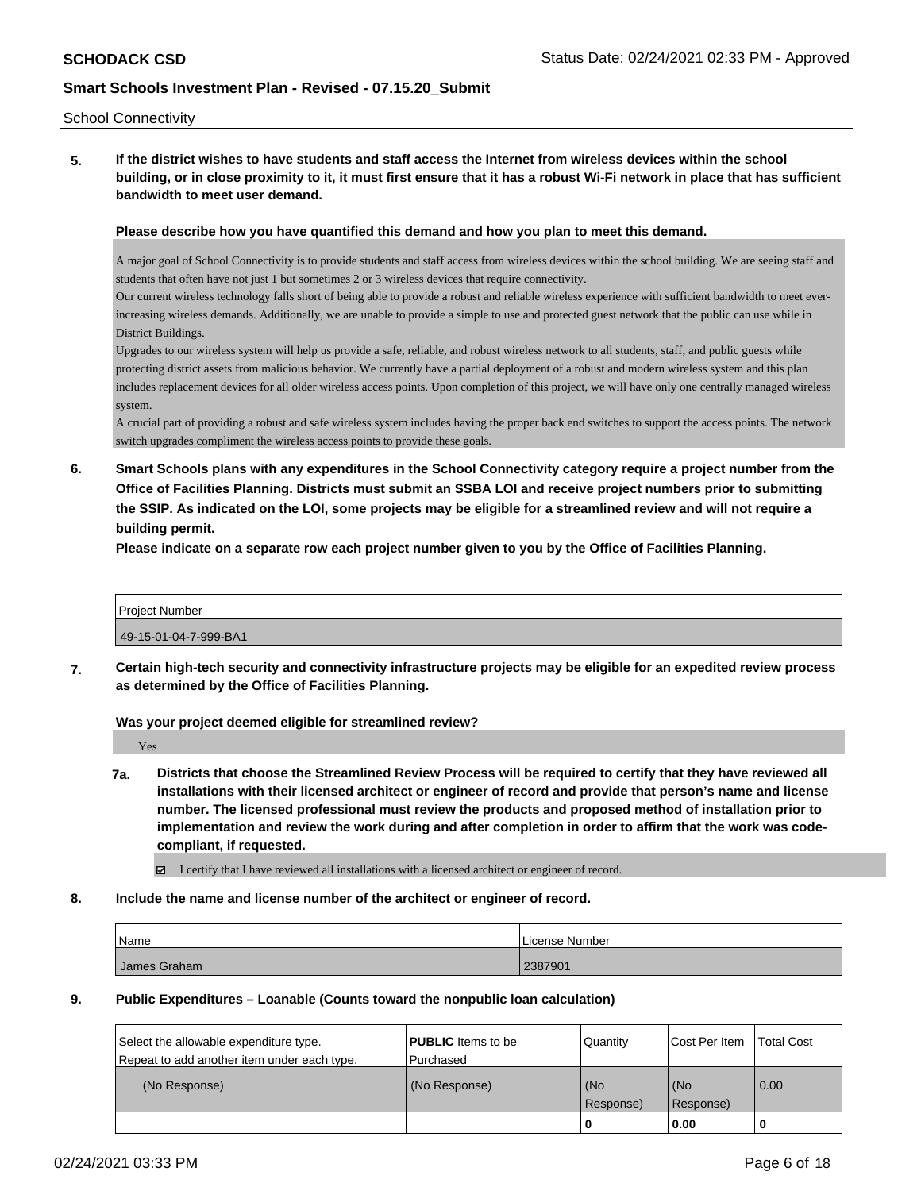School Connectivity

**5. If the district wishes to have students and staff access the Internet from wireless devices within the school building, or in close proximity to it, it must first ensure that it has a robust Wi-Fi network in place that has sufficient bandwidth to meet user demand.**

**Please describe how you have quantified this demand and how you plan to meet this demand.**

A major goal of School Connectivity is to provide students and staff access from wireless devices within the school building. We are seeing staff and students that often have not just 1 but sometimes 2 or 3 wireless devices that require connectivity.
Our current wireless technology falls short of being able to provide a robust and reliable wireless experience with sufficient bandwidth to meet ever-increasing wireless demands. Additionally, we are unable to provide a simple to use and protected guest network that the public can use while in District Buildings.
Upgrades to our wireless system will help us provide a safe, reliable, and robust wireless network to all students, staff, and public guests while protecting district assets from malicious behavior. We currently have a partial deployment of a robust and modern wireless system and this plan includes replacement devices for all older wireless access points. Upon completion of this project, we will have only one centrally managed wireless system.
A crucial part of providing a robust and safe wireless system includes having the proper back end switches to support the access points. The network switch upgrades compliment the wireless access points to provide these goals.

**6. Smart Schools plans with any expenditures in the School Connectivity category require a project number from the Office of Facilities Planning. Districts must submit an SSBA LOI and receive project numbers prior to submitting the SSIP. As indicated on the LOI, some projects may be eligible for a streamlined review and will not require a building permit.**
**Please indicate on a separate row each project number given to you by the Office of Facilities Planning.**

| Project Number |
| --- |
| 49-15-01-04-7-999-BA1 |

**7. Certain high-tech security and connectivity infrastructure projects may be eligible for an expedited review process as determined by the Office of Facilities Planning.**

**Was your project deemed eligible for streamlined review?**

Yes

**7a. Districts that choose the Streamlined Review Process will be required to certify that they have reviewed all installations with their licensed architect or engineer of record and provide that person's name and license number. The licensed professional must review the products and proposed method of installation prior to implementation and review the work during and after completion in order to affirm that the work was code-compliant, if requested.**

☑ I certify that I have reviewed all installations with a licensed architect or engineer of record.

**8. Include the name and license number of the architect or engineer of record.**

| Name | License Number |
| --- | --- |
| James Graham | 2387901 |

**9. Public Expenditures – Loanable (Counts toward the nonpublic loan calculation)**

| Select the allowable expenditure type. Repeat to add another item under each type. | **PUBLIC** Items to be Purchased | Quantity | Cost Per Item | Total Cost |
| --- | --- | --- | --- | --- |
| (No Response) | (No Response) | (No Response) | (No Response) | 0.00 |
| | | **0** | **0.00** | **0** |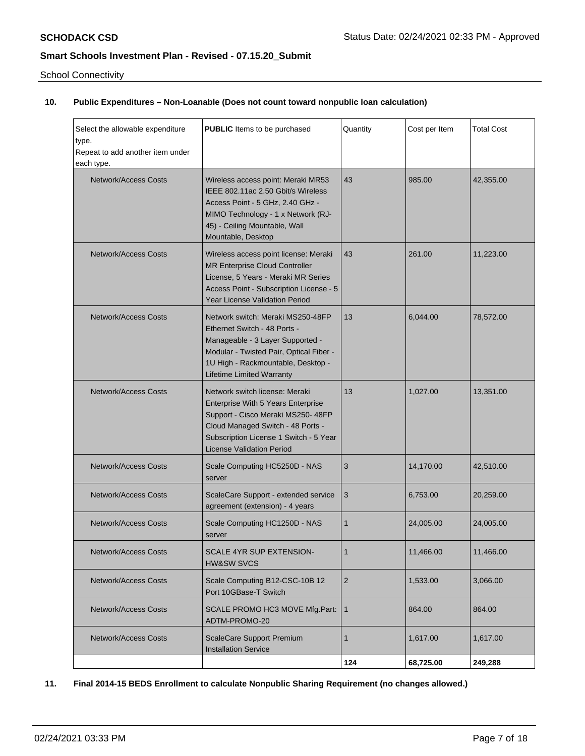School Connectivity

**10. Public Expenditures – Non-Loanable (Does not count toward nonpublic loan calculation)**

| Select the allowable expenditure type. Repeat to add another item under each type. | **PUBLIC** Items to be purchased | Quantity | Cost per Item | Total Cost |
|---|---|---|---|---|
| Network/Access Costs | Wireless access point: Meraki MR53 IEEE 802.11ac 2.50 Gbit/s Wireless Access Point - 5 GHz, 2.40 GHz - MIMO Technology - 1 x Network (RJ-45) - Ceiling Mountable, Wall Mountable, Desktop | 43 | 985.00 | 42,355.00 |
| Network/Access Costs | Wireless access point license: Meraki MR Enterprise Cloud Controller License, 5 Years - Meraki MR Series Access Point - Subscription License - 5 Year License Validation Period | 43 | 261.00 | 11,223.00 |
| Network/Access Costs | Network switch: Meraki MS250-48FP Ethernet Switch - 48 Ports - Manageable - 3 Layer Supported - Modular - Twisted Pair, Optical Fiber - 1U High - Rackmountable, Desktop - Lifetime Limited Warranty | 13 | 6,044.00 | 78,572.00 |
| Network/Access Costs | Network switch license: Meraki Enterprise With 5 Years Enterprise Support - Cisco Meraki MS250- 48FP Cloud Managed Switch - 48 Ports - Subscription License 1 Switch - 5 Year License Validation Period | 13 | 1,027.00 | 13,351.00 |
| Network/Access Costs | Scale Computing HC5250D - NAS server | 3 | 14,170.00 | 42,510.00 |
| Network/Access Costs | ScaleCare Support - extended service agreement (extension) - 4 years | 3 | 6,753.00 | 20,259.00 |
| Network/Access Costs | Scale Computing HC1250D - NAS server | 1 | 24,005.00 | 24,005.00 |
| Network/Access Costs | SCALE 4YR SUP EXTENSION-HW&SW SVCS | 1 | 11,466.00 | 11,466.00 |
| Network/Access Costs | Scale Computing B12-CSC-10B 12 Port 10GBase-T Switch | 2 | 1,533.00 | 3,066.00 |
| Network/Access Costs | SCALE PROMO HC3 MOVE Mfg.Part: ADTM-PROMO-20 | 1 | 864.00 | 864.00 |
| Network/Access Costs | ScaleCare Support Premium Installation Service | 1 | 1,617.00 | 1,617.00 |
| | | **124** | **68,725.00** | **249,288** |

**11. Final 2014-15 BEDS Enrollment to calculate Nonpublic Sharing Requirement (no changes allowed.)**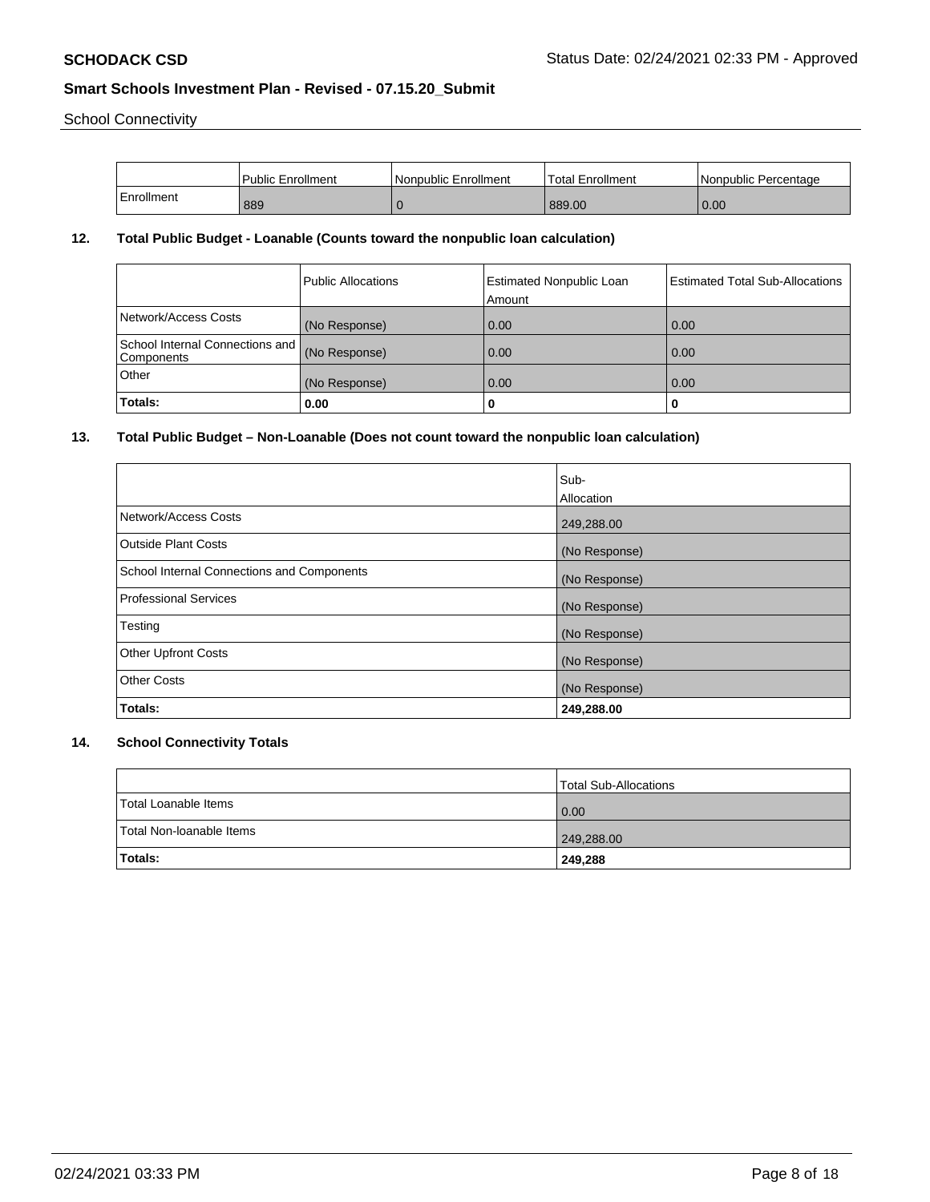School Connectivity

| | Public Enrollment | Nonpublic Enrollment | Total Enrollment | Nonpublic Percentage |
|---|---|---|---|---|
| Enrollment | 889 | 0 | 889.00 | 0.00 |

## 12. Total Public Budget - Loanable (Counts toward the nonpublic loan calculation)

| | Public Allocations | Estimated Nonpublic Loan Amount | Estimated Total Sub-Allocations |
|---|---|---|---|
| Network/Access Costs | (No Response) | 0.00 | 0.00 |
| School Internal Connections and Components | (No Response) | 0.00 | 0.00 |
| Other | (No Response) | 0.00 | 0.00 |
| **Totals:** | **0.00** | **0** | **0** |

## 13. Total Public Budget – Non-Loanable (Does not count toward the nonpublic loan calculation)

| | Sub-Allocation |
|---|---|
| Network/Access Costs | 249,288.00 |
| Outside Plant Costs | (No Response) |
| School Internal Connections and Components | (No Response) |
| Professional Services | (No Response) |
| Testing | (No Response) |
| Other Upfront Costs | (No Response) |
| Other Costs | (No Response) |
| **Totals:** | **249,288.00** |

## 14. School Connectivity Totals

| | Total Sub-Allocations |
|---|---|
| Total Loanable Items | 0.00 |
| Total Non-loanable Items | 249,288.00 |
| **Totals:** | **249,288** |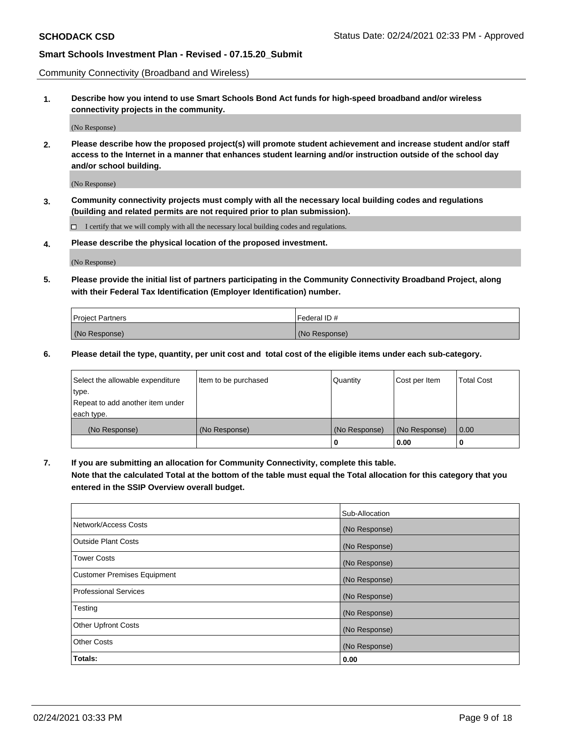Community Connectivity (Broadband and Wireless)

**1. Describe how you intend to use Smart Schools Bond Act funds for high-speed broadband and/or wireless connectivity projects in the community.**

(No Response)

**2. Please describe how the proposed project(s) will promote student achievement and increase student and/or staff access to the Internet in a manner that enhances student learning and/or instruction outside of the school day and/or school building.**

(No Response)

**3. Community connectivity projects must comply with all the necessary local building codes and regulations (building and related permits are not required prior to plan submission).**

☐ I certify that we will comply with all the necessary local building codes and regulations.

**4. Please describe the physical location of the proposed investment.**

(No Response)

**5. Please provide the initial list of partners participating in the Community Connectivity Broadband Project, along with their Federal Tax Identification (Employer Identification) number.**

| Project Partners | Federal ID # |
| --- | --- |
| (No Response) | (No Response) |

**6. Please detail the type, quantity, per unit cost and total cost of the eligible items under each sub-category.**

| Select the allowable expenditure type. Repeat to add another item under each type. | Item to be purchased | Quantity | Cost per Item | Total Cost |
| --- | --- | --- | --- | --- |
| (No Response) | (No Response) | (No Response) | (No Response) | 0.00 |
| | | 0 | 0.00 | 0 |

**7. If you are submitting an allocation for Community Connectivity, complete this table. Note that the calculated Total at the bottom of the table must equal the Total allocation for this category that you entered in the SSIP Overview overall budget.**

| | Sub-Allocation |
| --- | --- |
| Network/Access Costs | (No Response) |
| Outside Plant Costs | (No Response) |
| Tower Costs | (No Response) |
| Customer Premises Equipment | (No Response) |
| Professional Services | (No Response) |
| Testing | (No Response) |
| Other Upfront Costs | (No Response) |
| Other Costs | (No Response) |
| **Totals:** | **0.00** |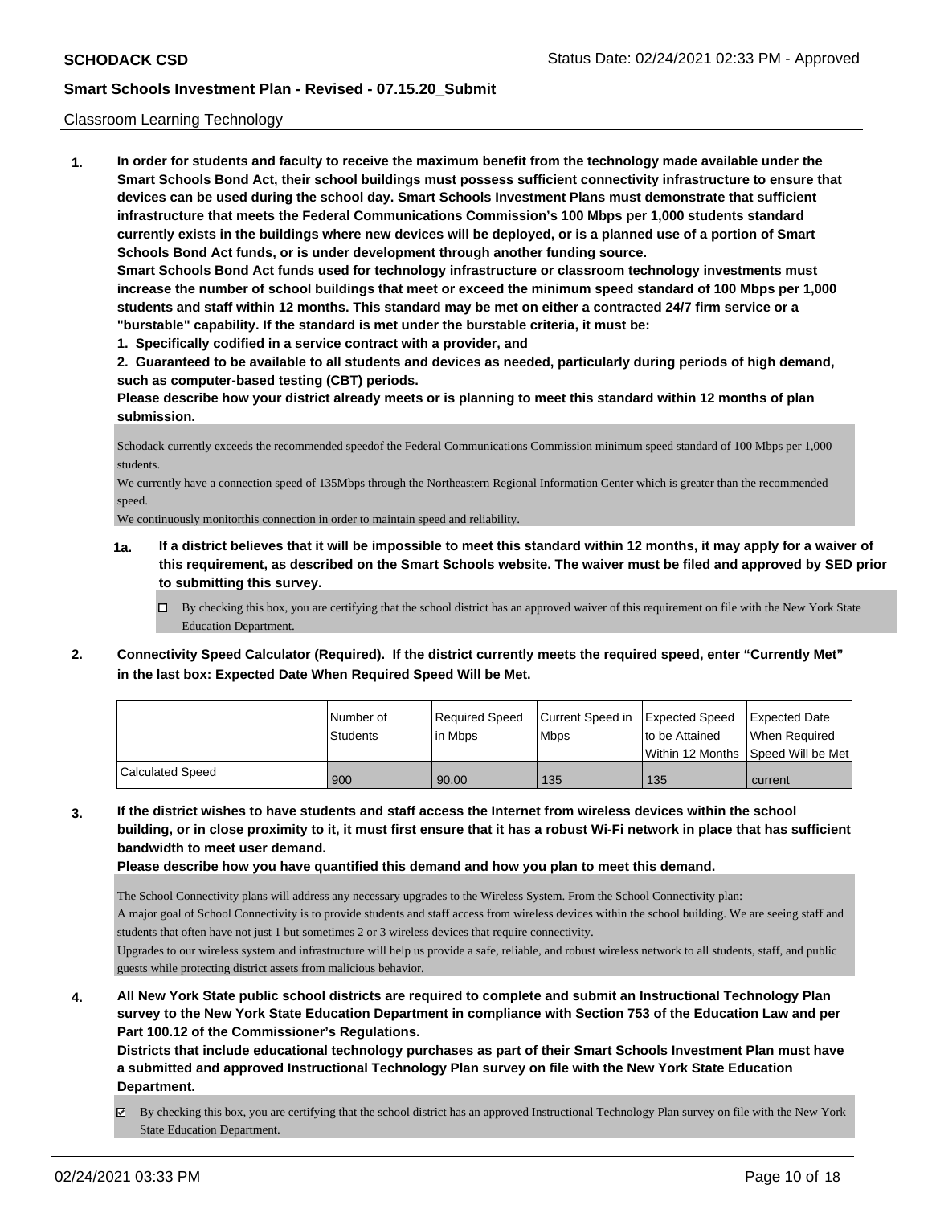Classroom Learning Technology

**1. In order for students and faculty to receive the maximum benefit from the technology made available under the Smart Schools Bond Act, their school buildings must possess sufficient connectivity infrastructure to ensure that devices can be used during the school day. Smart Schools Investment Plans must demonstrate that sufficient infrastructure that meets the Federal Communications Commission's 100 Mbps per 1,000 students standard currently exists in the buildings where new devices will be deployed, or is a planned use of a portion of Smart Schools Bond Act funds, or is under development through another funding source.**

**Smart Schools Bond Act funds used for technology infrastructure or classroom technology investments must increase the number of school buildings that meet or exceed the minimum speed standard of 100 Mbps per 1,000 students and staff within 12 months. This standard may be met on either a contracted 24/7 firm service or a "burstable" capability. If the standard is met under the burstable criteria, it must be:**

**1. Specifically codified in a service contract with a provider, and**

**2. Guaranteed to be available to all students and devices as needed, particularly during periods of high demand, such as computer-based testing (CBT) periods.**

**Please describe how your district already meets or is planning to meet this standard within 12 months of plan submission.**

Schodack currently exceeds the recommended speedof the Federal Communications Commission minimum speed standard of 100 Mbps per 1,000 students.
We currently have a connection speed of 135Mbps through the Northeastern Regional Information Center which is greater than the recommended speed.
We continuously monitorthis connection in order to maintain speed and reliability.

**1a. If a district believes that it will be impossible to meet this standard within 12 months, it may apply for a waiver of this requirement, as described on the Smart Schools website. The waiver must be filed and approved by SED prior to submitting this survey.**

☐ By checking this box, you are certifying that the school district has an approved waiver of this requirement on file with the New York State Education Department.

**2. Connectivity Speed Calculator (Required). If the district currently meets the required speed, enter "Currently Met" in the last box: Expected Date When Required Speed Will be Met.**

| | Number of Students | Required Speed in Mbps | Current Speed in Mbps | Expected Speed to be Attained Within 12 Months | Expected Date When Required Speed Will be Met |
|---|---|---|---|---|---|
| Calculated Speed | 900 | 90.00 | 135 | 135 | current |

**3. If the district wishes to have students and staff access the Internet from wireless devices within the school building, or in close proximity to it, it must first ensure that it has a robust Wi-Fi network in place that has sufficient bandwidth to meet user demand.**

**Please describe how you have quantified this demand and how you plan to meet this demand.**

The School Connectivity plans will address any necessary upgrades to the Wireless System. From the School Connectivity plan:
A major goal of School Connectivity is to provide students and staff access from wireless devices within the school building. We are seeing staff and students that often have not just 1 but sometimes 2 or 3 wireless devices that require connectivity.
Upgrades to our wireless system and infrastructure will help us provide a safe, reliable, and robust wireless network to all students, staff, and public guests while protecting district assets from malicious behavior.

**4. All New York State public school districts are required to complete and submit an Instructional Technology Plan survey to the New York State Education Department in compliance with Section 753 of the Education Law and per Part 100.12 of the Commissioner's Regulations.**

**Districts that include educational technology purchases as part of their Smart Schools Investment Plan must have a submitted and approved Instructional Technology Plan survey on file with the New York State Education Department.**

☑ By checking this box, you are certifying that the school district has an approved Instructional Technology Plan survey on file with the New York State Education Department.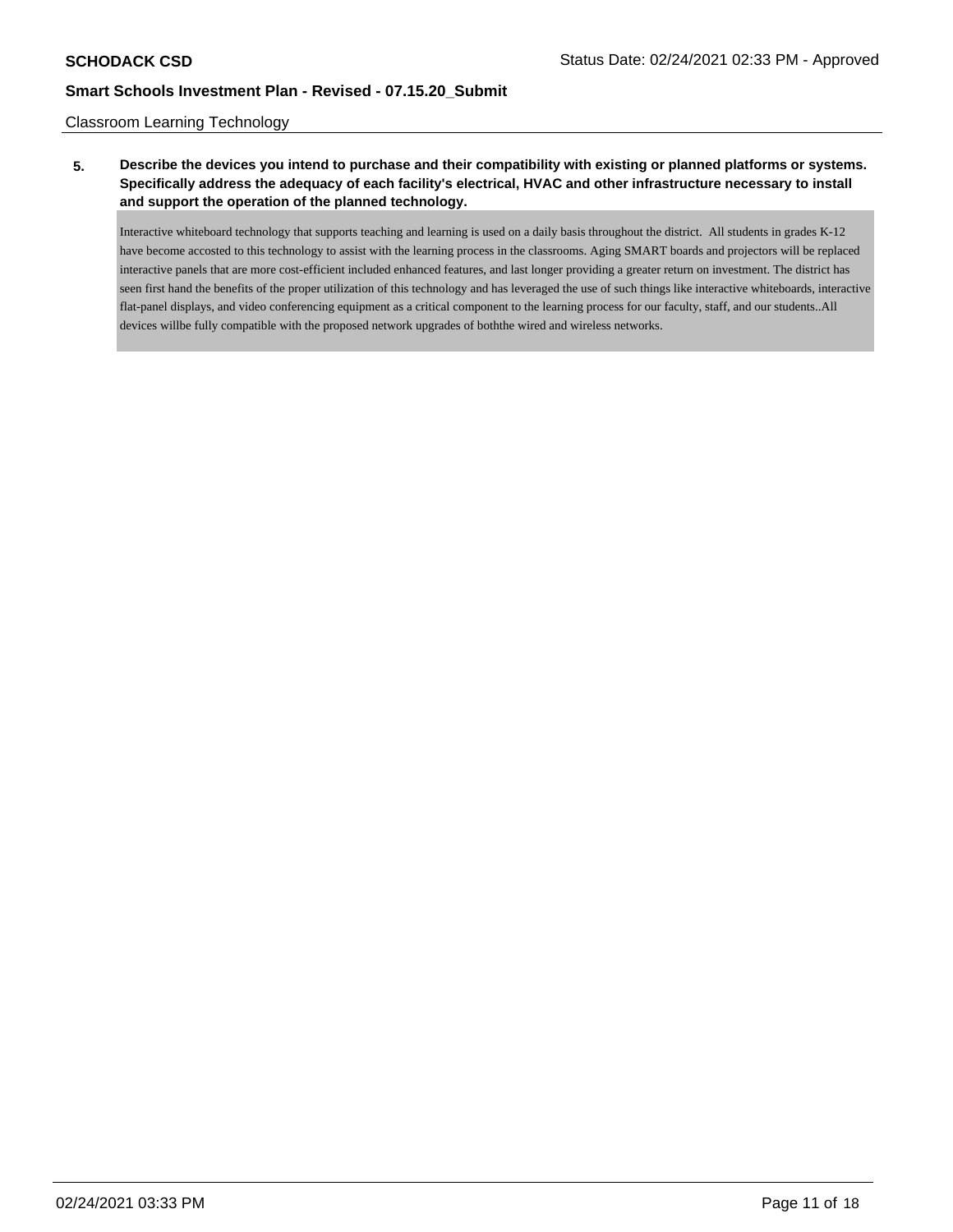Classroom Learning Technology

**5. Describe the devices you intend to purchase and their compatibility with existing or planned platforms or systems. Specifically address the adequacy of each facility's electrical, HVAC and other infrastructure necessary to install and support the operation of the planned technology.**

Interactive whiteboard technology that supports teaching and learning is used on a daily basis throughout the district. All students in grades K-12 have become accosted to this technology to assist with the learning process in the classrooms. Aging SMART boards and projectors will be replaced interactive panels that are more cost-efficient included enhanced features, and last longer providing a greater return on investment. The district has seen first hand the benefits of the proper utilization of this technology and has leveraged the use of such things like interactive whiteboards, interactive flat-panel displays, and video conferencing equipment as a critical component to the learning process for our faculty, staff, and our students..All devices willbe fully compatible with the proposed network upgrades of boththe wired and wireless networks.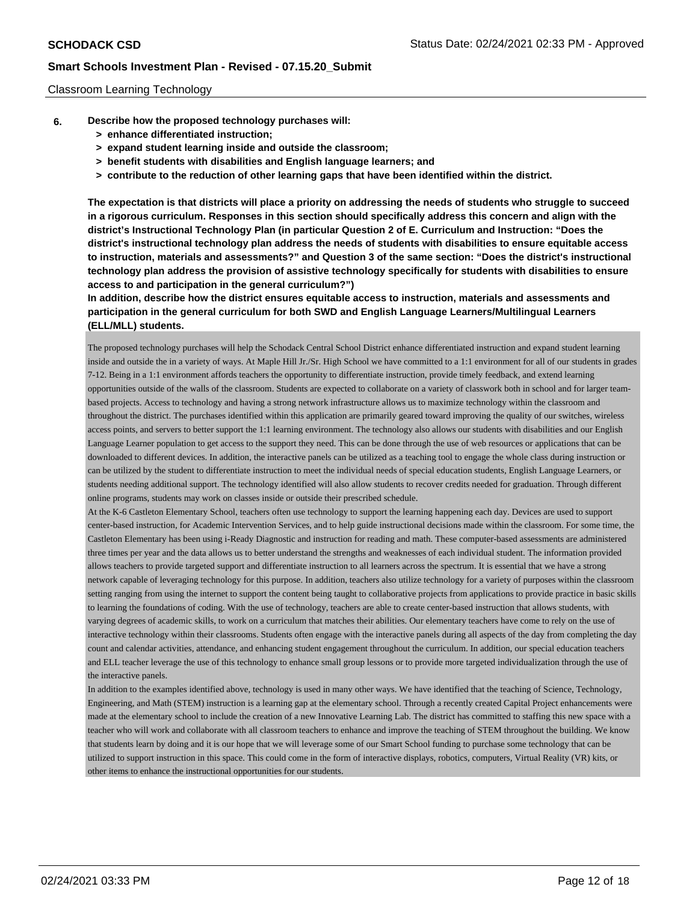Classroom Learning Technology

**6. Describe how the proposed technology purchases will:**

- **> enhance differentiated instruction;**
- **> expand student learning inside and outside the classroom;**
- **> benefit students with disabilities and English language learners; and**
- **> contribute to the reduction of other learning gaps that have been identified within the district.**

**The expectation is that districts will place a priority on addressing the needs of students who struggle to succeed in a rigorous curriculum. Responses in this section should specifically address this concern and align with the district's Instructional Technology Plan (in particular Question 2 of E. Curriculum and Instruction: "Does the district's instructional technology plan address the needs of students with disabilities to ensure equitable access to instruction, materials and assessments?" and Question 3 of the same section: "Does the district's instructional technology plan address the provision of assistive technology specifically for students with disabilities to ensure access to and participation in the general curriculum?")**

**In addition, describe how the district ensures equitable access to instruction, materials and assessments and participation in the general curriculum for both SWD and English Language Learners/Multilingual Learners (ELL/MLL) students.**

The proposed technology purchases will help the Schodack Central School District enhance differentiated instruction and expand student learning inside and outside the in a variety of ways. At Maple Hill Jr./Sr. High School we have committed to a 1:1 environment for all of our students in grades 7-12. Being in a 1:1 environment affords teachers the opportunity to differentiate instruction, provide timely feedback, and extend learning opportunities outside of the walls of the classroom. Students are expected to collaborate on a variety of classwork both in school and for larger team-based projects. Access to technology and having a strong network infrastructure allows us to maximize technology within the classroom and throughout the district. The purchases identified within this application are primarily geared toward improving the quality of our switches, wireless access points, and servers to better support the 1:1 learning environment. The technology also allows our students with disabilities and our English Language Learner population to get access to the support they need. This can be done through the use of web resources or applications that can be downloaded to different devices. In addition, the interactive panels can be utilized as a teaching tool to engage the whole class during instruction or can be utilized by the student to differentiate instruction to meet the individual needs of special education students, English Language Learners, or students needing additional support. The technology identified will also allow students to recover credits needed for graduation. Through different online programs, students may work on classes inside or outside their prescribed schedule.

At the K-6 Castleton Elementary School, teachers often use technology to support the learning happening each day. Devices are used to support center-based instruction, for Academic Intervention Services, and to help guide instructional decisions made within the classroom. For some time, the Castleton Elementary has been using i-Ready Diagnostic and instruction for reading and math. These computer-based assessments are administered three times per year and the data allows us to better understand the strengths and weaknesses of each individual student. The information provided allows teachers to provide targeted support and differentiate instruction to all learners across the spectrum. It is essential that we have a strong network capable of leveraging technology for this purpose. In addition, teachers also utilize technology for a variety of purposes within the classroom setting ranging from using the internet to support the content being taught to collaborative projects from applications to provide practice in basic skills to learning the foundations of coding. With the use of technology, teachers are able to create center-based instruction that allows students, with varying degrees of academic skills, to work on a curriculum that matches their abilities. Our elementary teachers have come to rely on the use of interactive technology within their classrooms. Students often engage with the interactive panels during all aspects of the day from completing the day count and calendar activities, attendance, and enhancing student engagement throughout the curriculum. In addition, our special education teachers and ELL teacher leverage the use of this technology to enhance small group lessons or to provide more targeted individualization through the use of the interactive panels.

In addition to the examples identified above, technology is used in many other ways. We have identified that the teaching of Science, Technology, Engineering, and Math (STEM) instruction is a learning gap at the elementary school. Through a recently created Capital Project enhancements were made at the elementary school to include the creation of a new Innovative Learning Lab. The district has committed to staffing this new space with a teacher who will work and collaborate with all classroom teachers to enhance and improve the teaching of STEM throughout the building. We know that students learn by doing and it is our hope that we will leverage some of our Smart School funding to purchase some technology that can be utilized to support instruction in this space. This could come in the form of interactive displays, robotics, computers, Virtual Reality (VR) kits, or other items to enhance the instructional opportunities for our students.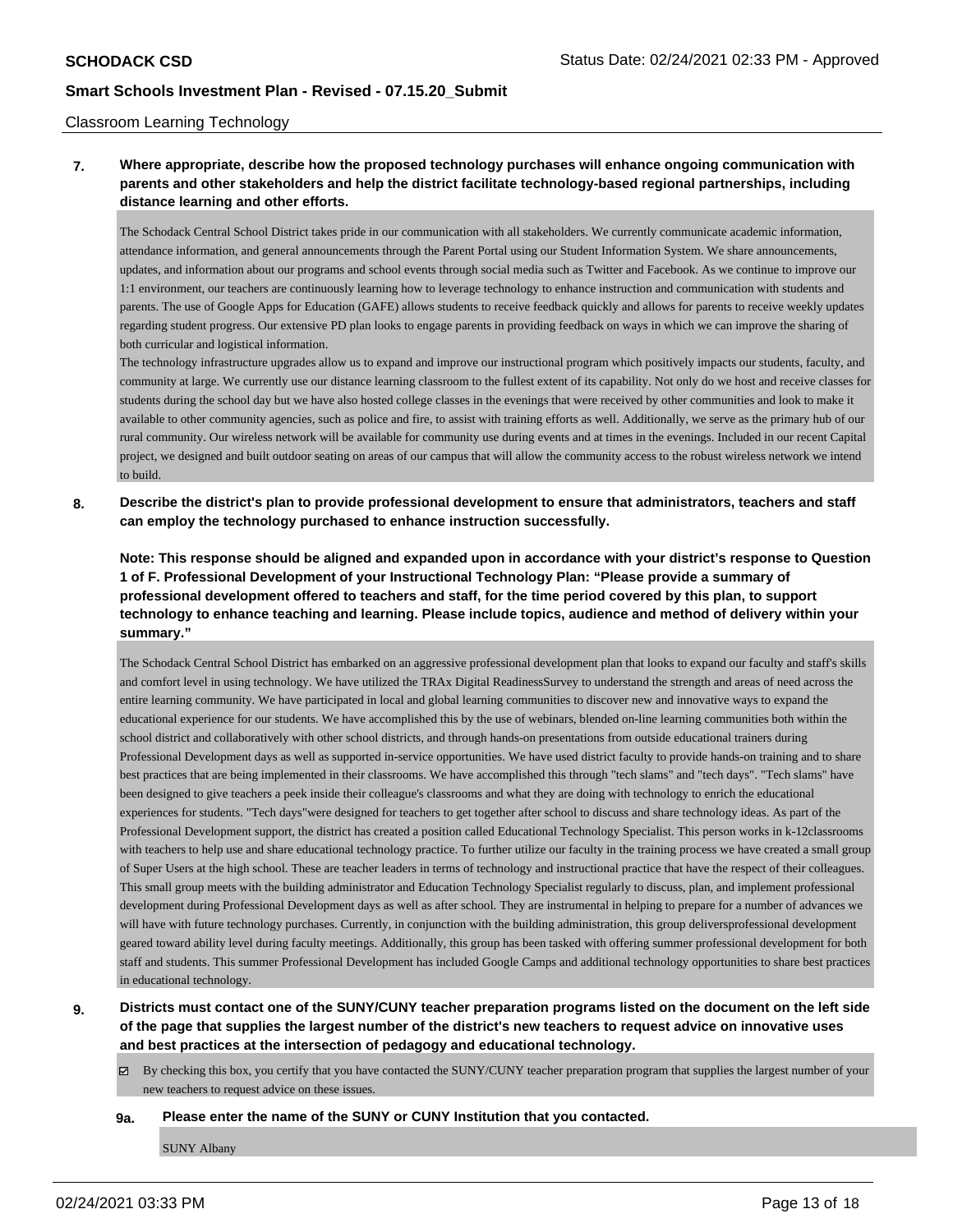Classroom Learning Technology

**7. Where appropriate, describe how the proposed technology purchases will enhance ongoing communication with parents and other stakeholders and help the district facilitate technology-based regional partnerships, including distance learning and other efforts.**

The Schodack Central School District takes pride in our communication with all stakeholders. We currently communicate academic information, attendance information, and general announcements through the Parent Portal using our Student Information System. We share announcements, updates, and information about our programs and school events through social media such as Twitter and Facebook. As we continue to improve our 1:1 environment, our teachers are continuously learning how to leverage technology to enhance instruction and communication with students and parents. The use of Google Apps for Education (GAFE) allows students to receive feedback quickly and allows for parents to receive weekly updates regarding student progress. Our extensive PD plan looks to engage parents in providing feedback on ways in which we can improve the sharing of both curricular and logistical information.

The technology infrastructure upgrades allow us to expand and improve our instructional program which positively impacts our students, faculty, and community at large. We currently use our distance learning classroom to the fullest extent of its capability. Not only do we host and receive classes for students during the school day but we have also hosted college classes in the evenings that were received by other communities and look to make it available to other community agencies, such as police and fire, to assist with training efforts as well. Additionally, we serve as the primary hub of our rural community. Our wireless network will be available for community use during events and at times in the evenings. Included in our recent Capital project, we designed and built outdoor seating on areas of our campus that will allow the community access to the robust wireless network we intend to build.

**8. Describe the district's plan to provide professional development to ensure that administrators, teachers and staff can employ the technology purchased to enhance instruction successfully.**

**Note: This response should be aligned and expanded upon in accordance with your district's response to Question 1 of F. Professional Development of your Instructional Technology Plan: "Please provide a summary of professional development offered to teachers and staff, for the time period covered by this plan, to support technology to enhance teaching and learning. Please include topics, audience and method of delivery within your summary."**

The Schodack Central School District has embarked on an aggressive professional development plan that looks to expand our faculty and staff's skills and comfort level in using technology. We have utilized the TRAx Digital ReadinessSurvey to understand the strength and areas of need across the entire learning community. We have participated in local and global learning communities to discover new and innovative ways to expand the educational experience for our students. We have accomplished this by the use of webinars, blended on-line learning communities both within the school district and collaboratively with other school districts, and through hands-on presentations from outside educational trainers during Professional Development days as well as supported in-service opportunities. We have used district faculty to provide hands-on training and to share best practices that are being implemented in their classrooms. We have accomplished this through "tech slams" and "tech days". "Tech slams" have been designed to give teachers a peek inside their colleague's classrooms and what they are doing with technology to enrich the educational experiences for students. "Tech days"were designed for teachers to get together after school to discuss and share technology ideas. As part of the Professional Development support, the district has created a position called Educational Technology Specialist. This person works in k-12classrooms with teachers to help use and share educational technology practice. To further utilize our faculty in the training process we have created a small group of Super Users at the high school. These are teacher leaders in terms of technology and instructional practice that have the respect of their colleagues. This small group meets with the building administrator and Education Technology Specialist regularly to discuss, plan, and implement professional development during Professional Development days as well as after school. They are instrumental in helping to prepare for a number of advances we will have with future technology purchases. Currently, in conjunction with the building administration, this group deliversprofessional development geared toward ability level during faculty meetings. Additionally, this group has been tasked with offering summer professional development for both staff and students. This summer Professional Development has included Google Camps and additional technology opportunities to share best practices in educational technology.

**9. Districts must contact one of the SUNY/CUNY teacher preparation programs listed on the document on the left side of the page that supplies the largest number of the district's new teachers to request advice on innovative uses and best practices at the intersection of pedagogy and educational technology.**

- [x] By checking this box, you certify that you have contacted the SUNY/CUNY teacher preparation program that supplies the largest number of your new teachers to request advice on these issues.

**9a. Please enter the name of the SUNY or CUNY Institution that you contacted.**

SUNY Albany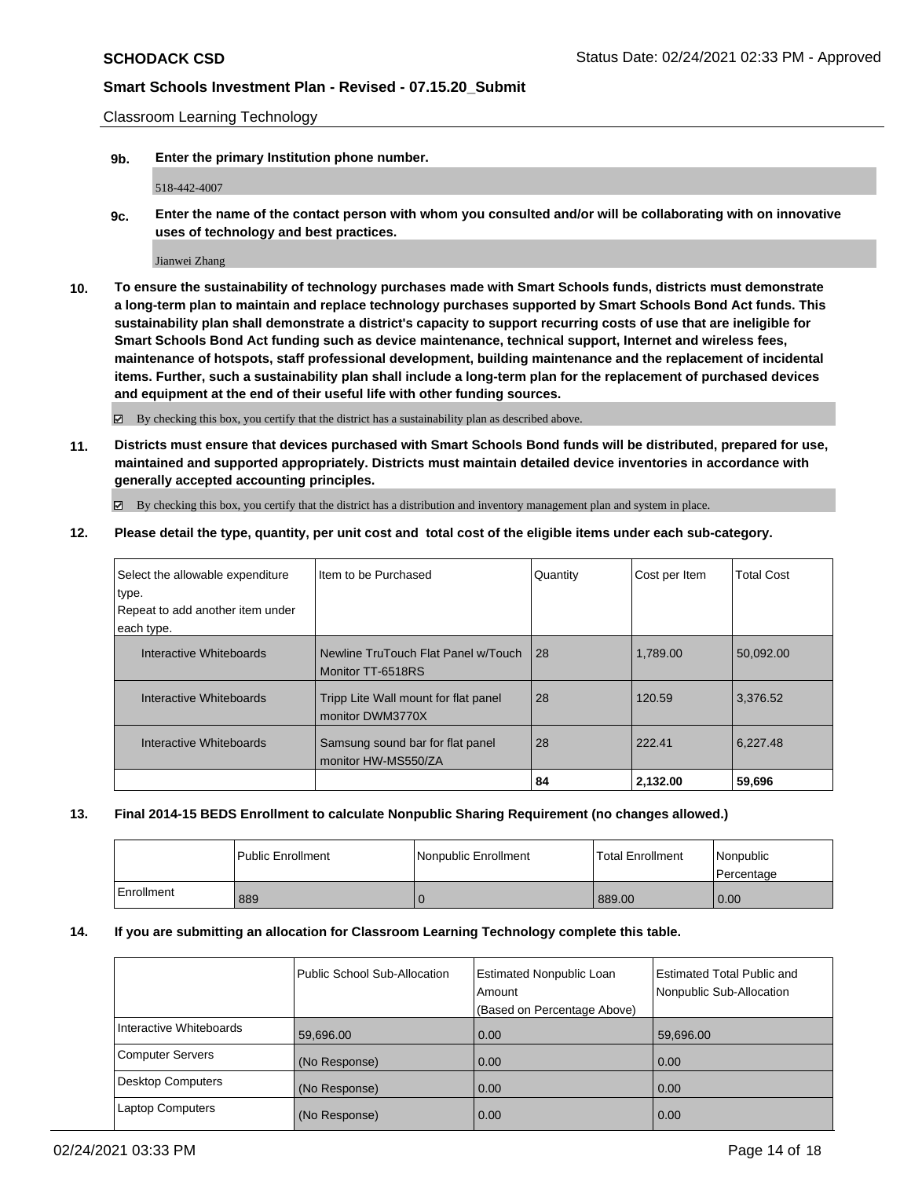Classroom Learning Technology

**9b. Enter the primary Institution phone number.**

518-442-4007

**9c. Enter the name of the contact person with whom you consulted and/or will be collaborating with on innovative uses of technology and best practices.**

Jianwei Zhang

**10. To ensure the sustainability of technology purchases made with Smart Schools funds, districts must demonstrate a long-term plan to maintain and replace technology purchases supported by Smart Schools Bond Act funds. This sustainability plan shall demonstrate a district's capacity to support recurring costs of use that are ineligible for Smart Schools Bond Act funding such as device maintenance, technical support, Internet and wireless fees, maintenance of hotspots, staff professional development, building maintenance and the replacement of incidental items. Further, such a sustainability plan shall include a long-term plan for the replacement of purchased devices and equipment at the end of their useful life with other funding sources.**

☑ By checking this box, you certify that the district has a sustainability plan as described above.

**11. Districts must ensure that devices purchased with Smart Schools Bond funds will be distributed, prepared for use, maintained and supported appropriately. Districts must maintain detailed device inventories in accordance with generally accepted accounting principles.**

☑ By checking this box, you certify that the district has a distribution and inventory management plan and system in place.

**12. Please detail the type, quantity, per unit cost and total cost of the eligible items under each sub-category.**

| Select the allowable expenditure type. Repeat to add another item under each type. | Item to be Purchased | Quantity | Cost per Item | Total Cost |
|---|---|---|---|---|
| Interactive Whiteboards | Newline TruTouch Flat Panel w/Touch Monitor TT-6518RS | 28 | 1,789.00 | 50,092.00 |
| Interactive Whiteboards | Tripp Lite Wall mount for flat panel monitor DWM3770X | 28 | 120.59 | 3,376.52 |
| Interactive Whiteboards | Samsung sound bar for flat panel monitor HW-MS550/ZA | 28 | 222.41 | 6,227.48 |
| | | **84** | **2,132.00** | **59,696** |

**13. Final 2014-15 BEDS Enrollment to calculate Nonpublic Sharing Requirement (no changes allowed.)**

| | Public Enrollment | Nonpublic Enrollment | Total Enrollment | Nonpublic Percentage |
|---|---|---|---|---|
| Enrollment | 889 | 0 | 889.00 | 0.00 |

**14. If you are submitting an allocation for Classroom Learning Technology complete this table.**

| | Public School Sub-Allocation | Estimated Nonpublic Loan Amount (Based on Percentage Above) | Estimated Total Public and Nonpublic Sub-Allocation |
|---|---|---|---|
| Interactive Whiteboards | 59,696.00 | 0.00 | 59,696.00 |
| Computer Servers | (No Response) | 0.00 | 0.00 |
| Desktop Computers | (No Response) | 0.00 | 0.00 |
| Laptop Computers | (No Response) | 0.00 | 0.00 |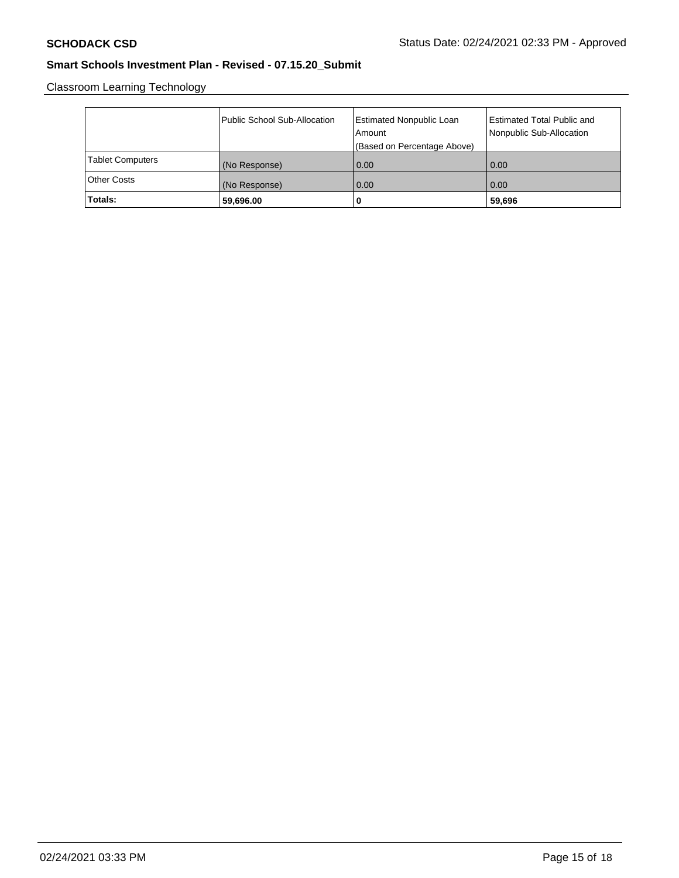Classroom Learning Technology

| | Public School Sub-Allocation | Estimated Nonpublic Loan Amount (Based on Percentage Above) | Estimated Total Public and Nonpublic Sub-Allocation |
|---|---|---|---|
| Tablet Computers | (No Response) | 0.00 | 0.00 |
| Other Costs | (No Response) | 0.00 | 0.00 |
| **Totals:** | **59,696.00** | **0** | **59,696** |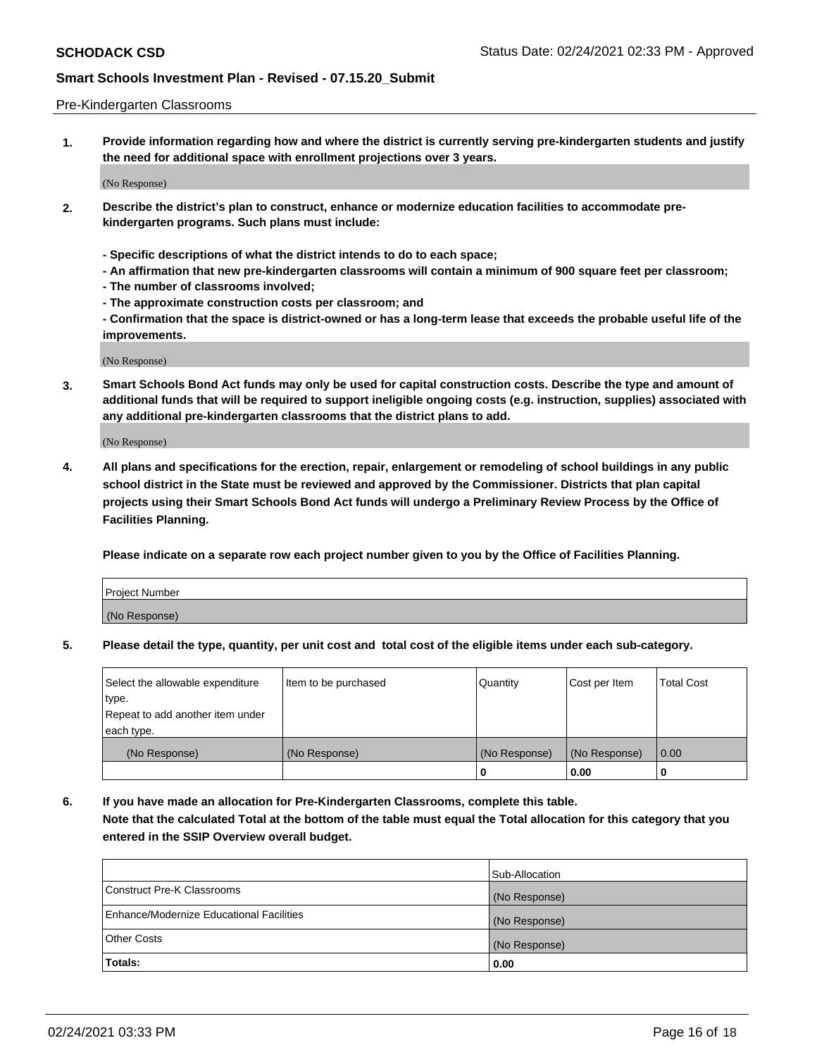Pre-Kindergarten Classrooms

**1. Provide information regarding how and where the district is currently serving pre-kindergarten students and justify the need for additional space with enrollment projections over 3 years.**

(No Response)

**2. Describe the district's plan to construct, enhance or modernize education facilities to accommodate pre-kindergarten programs. Such plans must include:**

**- Specific descriptions of what the district intends to do to each space;**
**- An affirmation that new pre-kindergarten classrooms will contain a minimum of 900 square feet per classroom;**
**- The number of classrooms involved;**
**- The approximate construction costs per classroom; and**
**- Confirmation that the space is district-owned or has a long-term lease that exceeds the probable useful life of the improvements.**

(No Response)

**3. Smart Schools Bond Act funds may only be used for capital construction costs. Describe the type and amount of additional funds that will be required to support ineligible ongoing costs (e.g. instruction, supplies) associated with any additional pre-kindergarten classrooms that the district plans to add.**

(No Response)

**4. All plans and specifications for the erection, repair, enlargement or remodeling of school buildings in any public school district in the State must be reviewed and approved by the Commissioner. Districts that plan capital projects using their Smart Schools Bond Act funds will undergo a Preliminary Review Process by the Office of Facilities Planning.**

**Please indicate on a separate row each project number given to you by the Office of Facilities Planning.**

| Project Number |
|---|
| (No Response) |

**5. Please detail the type, quantity, per unit cost and total cost of the eligible items under each sub-category.**

| Select the allowable expenditure type. Repeat to add another item under each type. | Item to be purchased | Quantity | Cost per Item | Total Cost |
|---|---|---|---|---|
| (No Response) | (No Response) | (No Response) | (No Response) | 0.00 |
| | | 0 | 0.00 | 0 |

**6. If you have made an allocation for Pre-Kindergarten Classrooms, complete this table. Note that the calculated Total at the bottom of the table must equal the Total allocation for this category that you entered in the SSIP Overview overall budget.**

| | Sub-Allocation |
|---|---|
| Construct Pre-K Classrooms | (No Response) |
| Enhance/Modernize Educational Facilities | (No Response) |
| Other Costs | (No Response) |
| **Totals:** | **0.00** |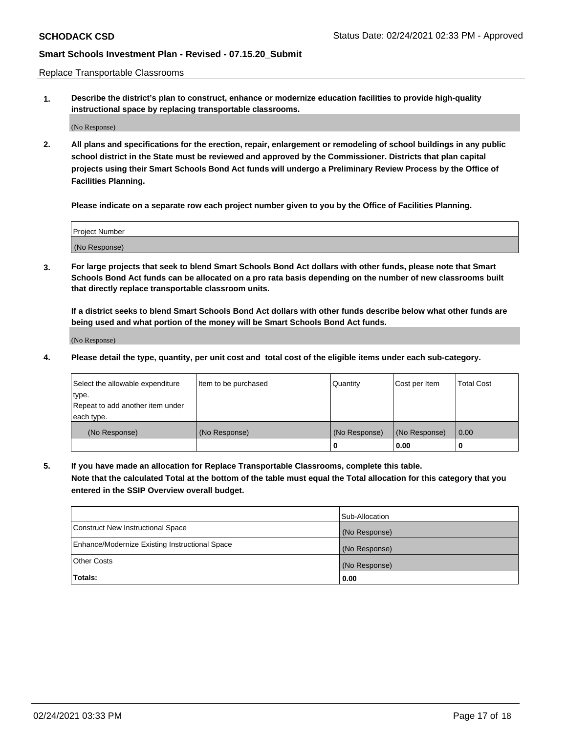Replace Transportable Classrooms

**1. Describe the district's plan to construct, enhance or modernize education facilities to provide high-quality instructional space by replacing transportable classrooms.**

(No Response)

**2. All plans and specifications for the erection, repair, enlargement or remodeling of school buildings in any public school district in the State must be reviewed and approved by the Commissioner. Districts that plan capital projects using their Smart Schools Bond Act funds will undergo a Preliminary Review Process by the Office of Facilities Planning.**

**Please indicate on a separate row each project number given to you by the Office of Facilities Planning.**

| Project Number |
| --- |
| (No Response) |

**3. For large projects that seek to blend Smart Schools Bond Act dollars with other funds, please note that Smart Schools Bond Act funds can be allocated on a pro rata basis depending on the number of new classrooms built that directly replace transportable classroom units.**

**If a district seeks to blend Smart Schools Bond Act dollars with other funds describe below what other funds are being used and what portion of the money will be Smart Schools Bond Act funds.**

(No Response)

**4. Please detail the type, quantity, per unit cost and total cost of the eligible items under each sub-category.**

| Select the allowable expenditure type. Repeat to add another item under each type. | Item to be purchased | Quantity | Cost per Item | Total Cost |
| --- | --- | --- | --- | --- |
| (No Response) | (No Response) | (No Response) | (No Response) | 0.00 |
| | | **0** | **0.00** | **0** |

**5. If you have made an allocation for Replace Transportable Classrooms, complete this table. Note that the calculated Total at the bottom of the table must equal the Total allocation for this category that you entered in the SSIP Overview overall budget.**

| | Sub-Allocation |
| --- | --- |
| Construct New Instructional Space | (No Response) |
| Enhance/Modernize Existing Instructional Space | (No Response) |
| Other Costs | (No Response) |
| **Totals:** | **0.00** |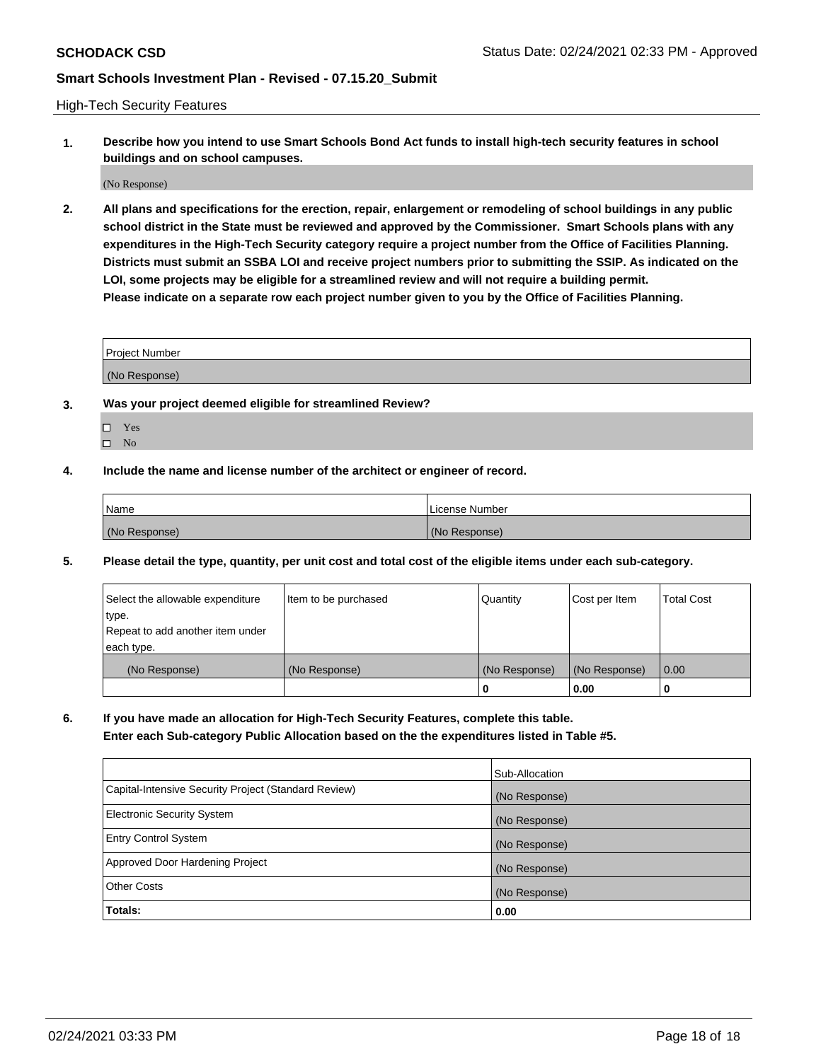High-Tech Security Features

**1. Describe how you intend to use Smart Schools Bond Act funds to install high-tech security features in school buildings and on school campuses.**

(No Response)

**2. All plans and specifications for the erection, repair, enlargement or remodeling of school buildings in any public school district in the State must be reviewed and approved by the Commissioner. Smart Schools plans with any expenditures in the High-Tech Security category require a project number from the Office of Facilities Planning. Districts must submit an SSBA LOI and receive project numbers prior to submitting the SSIP. As indicated on the LOI, some projects may be eligible for a streamlined review and will not require a building permit. Please indicate on a separate row each project number given to you by the Office of Facilities Planning.**

| Project Number |
|---|
| (No Response) |

**3. Was your project deemed eligible for streamlined Review?**

- ☐ Yes
- ☐ No

**4. Include the name and license number of the architect or engineer of record.**

| Name | License Number |
|---|---|
| (No Response) | (No Response) |

**5. Please detail the type, quantity, per unit cost and total cost of the eligible items under each sub-category.**

| Select the allowable expenditure type. Repeat to add another item under each type. | Item to be purchased | Quantity | Cost per Item | Total Cost |
|---|---|---|---|---|
| (No Response) | (No Response) | (No Response) | (No Response) | 0.00 |
| | | 0 | 0.00 | 0 |

**6. If you have made an allocation for High-Tech Security Features, complete this table. Enter each Sub-category Public Allocation based on the the expenditures listed in Table #5.**

| | Sub-Allocation |
|---|---|
| Capital-Intensive Security Project (Standard Review) | (No Response) |
| Electronic Security System | (No Response) |
| Entry Control System | (No Response) |
| Approved Door Hardening Project | (No Response) |
| Other Costs | (No Response) |
| **Totals:** | **0.00** |